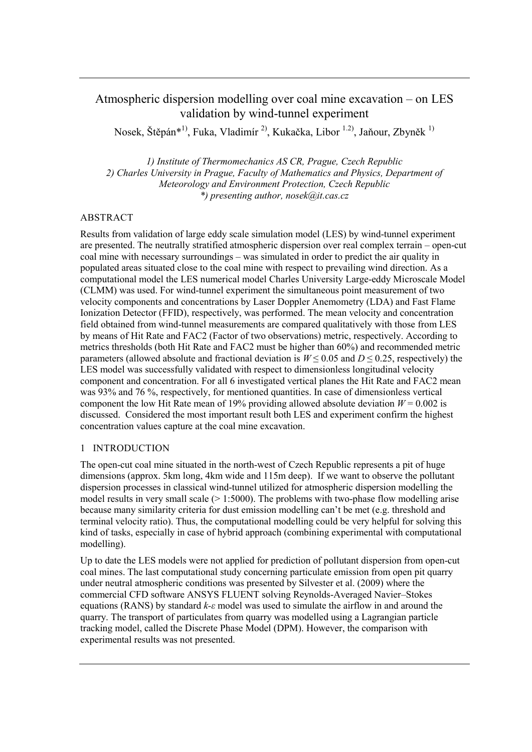# Atmospheric dispersion modelling over coal mine excavation – on LES validation by wind-tunnel experiment

Nosek, Štěpán*[1)], Fuka, Vladimír [2)], Kukačka, Libor [1.2)], Jaňour, Zbyněk [1)]

*1) Institute of Thermomechanics AS CR, Prague, Czech Republic*
*2) Charles University in Prague, Faculty of Mathematics and Physics, Department of Meteorology and Environment Protection, Czech Republic*
*\*) presenting author, nosek@it.cas.cz*

## ABSTRACT

Results from validation of large eddy scale simulation model (LES) by wind-tunnel experiment are presented. The neutrally stratified atmospheric dispersion over real complex terrain – open-cut coal mine with necessary surroundings – was simulated in order to predict the air quality in populated areas situated close to the coal mine with respect to prevailing wind direction. As a computational model the LES numerical model Charles University Large-eddy Microscale Model (CLMM) was used. For wind-tunnel experiment the simultaneous point measurement of two velocity components and concentrations by Laser Doppler Anemometry (LDA) and Fast Flame Ionization Detector (FFID), respectively, was performed. The mean velocity and concentration field obtained from wind-tunnel measurements are compared qualitatively with those from LES by means of Hit Rate and FAC2 (Factor of two observations) metric, respectively. According to metrics thresholds (both Hit Rate and FAC2 must be higher than 60%) and recommended metric parameters (allowed absolute and fractional deviation is $W \leq 0.05$ and $D \leq 0.25$, respectively) the LES model was successfully validated with respect to dimensionless longitudinal velocity component and concentration. For all 6 investigated vertical planes the Hit Rate and FAC2 mean was 93% and 76 %, respectively, for mentioned quantities. In case of dimensionless vertical component the low Hit Rate mean of 19% providing allowed absolute deviation $W = 0.002$ is discussed. Considered the most important result both LES and experiment confirm the highest concentration values capture at the coal mine excavation.

## 1 INTRODUCTION

The open-cut coal mine situated in the north-west of Czech Republic represents a pit of huge dimensions (approx. 5km long, 4km wide and 115m deep). If we want to observe the pollutant dispersion processes in classical wind-tunnel utilized for atmospheric dispersion modelling the model results in very small scale (> 1:5000). The problems with two-phase flow modelling arise because many similarity criteria for dust emission modelling can't be met (e.g. threshold and terminal velocity ratio). Thus, the computational modelling could be very helpful for solving this kind of tasks, especially in case of hybrid approach (combining experimental with computational modelling).

Up to date the LES models were not applied for prediction of pollutant dispersion from open-cut coal mines. The last computational study concerning particulate emission from open pit quarry under neutral atmospheric conditions was presented by Silvester et al. (2009) where the commercial CFD software ANSYS FLUENT solving Reynolds-Averaged Navier–Stokes equations (RANS) by standard $k$-$\varepsilon$ model was used to simulate the airflow in and around the quarry. The transport of particulates from quarry was modelled using a Lagrangian particle tracking model, called the Discrete Phase Model (DPM). However, the comparison with experimental results was not presented.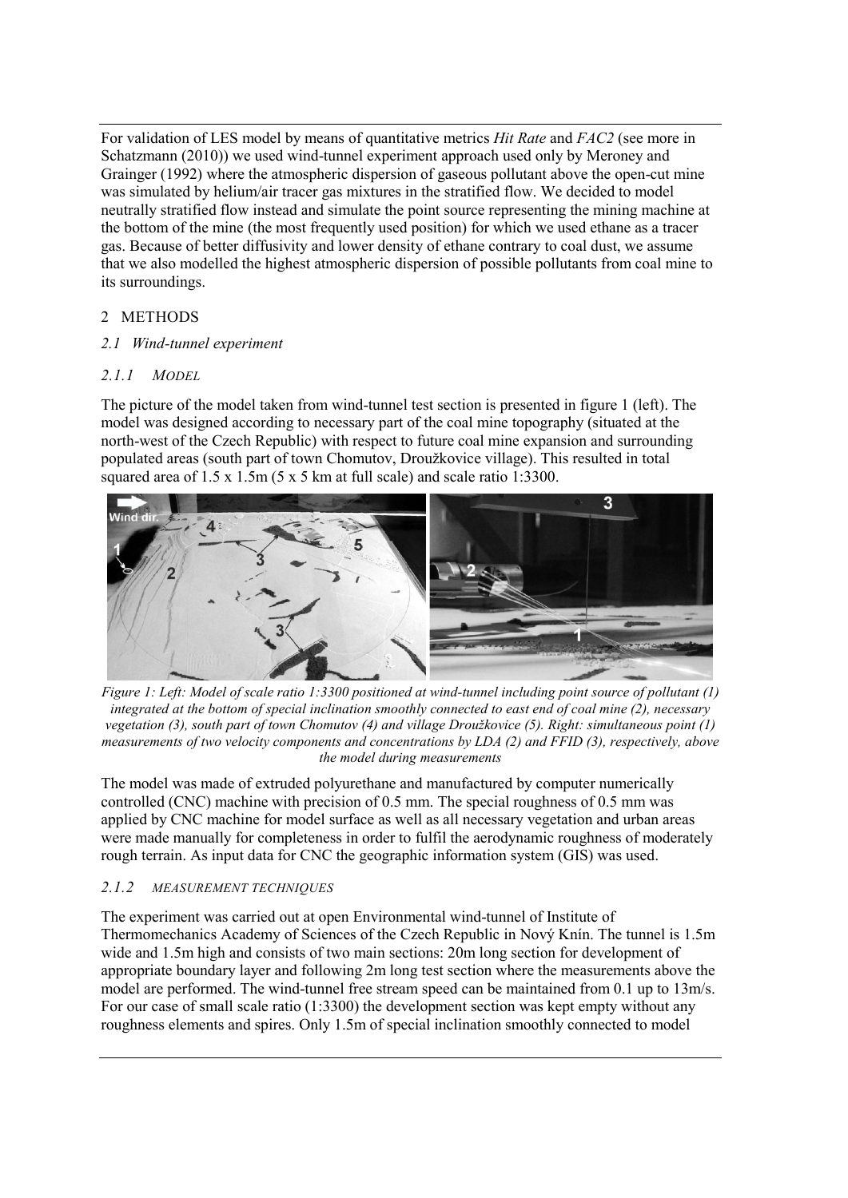For validation of LES model by means of quantitative metrics *Hit Rate* and *FAC2* (see more in Schatzmann (2010)) we used wind-tunnel experiment approach used only by Meroney and Grainger (1992) where the atmospheric dispersion of gaseous pollutant above the open-cut mine was simulated by helium/air tracer gas mixtures in the stratified flow. We decided to model neutrally stratified flow instead and simulate the point source representing the mining machine at the bottom of the mine (the most frequently used position) for which we used ethane as a tracer gas. Because of better diffusivity and lower density of ethane contrary to coal dust, we assume that we also modelled the highest atmospheric dispersion of possible pollutants from coal mine to its surroundings.

## 2 METHODS

### *2.1 Wind-tunnel experiment*

#### *2.1.1 MODEL*

The picture of the model taken from wind-tunnel test section is presented in figure 1 (left). The model was designed according to necessary part of the coal mine topography (situated at the north-west of the Czech Republic) with respect to future coal mine expansion and surrounding populated areas (south part of town Chomutov, Droužkovice village). This resulted in total squared area of 1.5 x 1.5m (5 x 5 km at full scale) and scale ratio 1:3300.

*Figure 1: Left: Model of scale ratio 1:3300 positioned at wind-tunnel including point source of pollutant (1) integrated at the bottom of special inclination smoothly connected to east end of coal mine (2), necessary vegetation (3), south part of town Chomutov (4) and village Droužkovice (5). Right: simultaneous point (1) measurements of two velocity components and concentrations by LDA (2) and FFID (3), respectively, above the model during measurements*

The model was made of extruded polyurethane and manufactured by computer numerically controlled (CNC) machine with precision of 0.5 mm. The special roughness of 0.5 mm was applied by CNC machine for model surface as well as all necessary vegetation and urban areas were made manually for completeness in order to fulfil the aerodynamic roughness of moderately rough terrain. As input data for CNC the geographic information system (GIS) was used.

#### *2.1.2 MEASUREMENT TECHNIQUES*

The experiment was carried out at open Environmental wind-tunnel of Institute of Thermomechanics Academy of Sciences of the Czech Republic in Nový Knín. The tunnel is 1.5m wide and 1.5m high and consists of two main sections: 20m long section for development of appropriate boundary layer and following 2m long test section where the measurements above the model are performed. The wind-tunnel free stream speed can be maintained from 0.1 up to 13m/s. For our case of small scale ratio (1:3300) the development section was kept empty without any roughness elements and spires. Only 1.5m of special inclination smoothly connected to model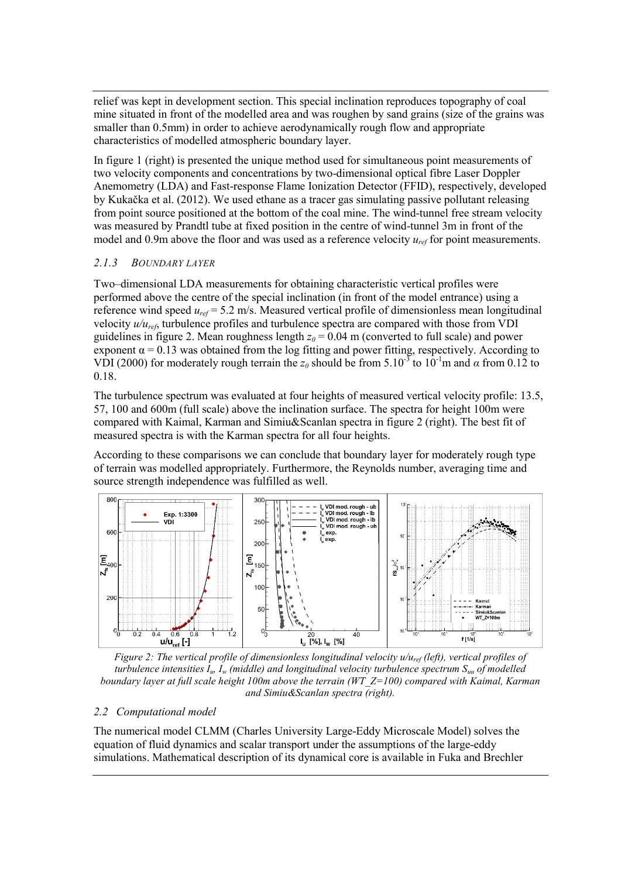relief was kept in development section. This special inclination reproduces topography of coal mine situated in front of the modelled area and was roughen by sand grains (size of the grains was smaller than 0.5mm) in order to achieve aerodynamically rough flow and appropriate characteristics of modelled atmospheric boundary layer.

In figure 1 (right) is presented the unique method used for simultaneous point measurements of two velocity components and concentrations by two-dimensional optical fibre Laser Doppler Anemometry (LDA) and Fast-response Flame Ionization Detector (FFID), respectively, developed by Kukačka et al. (2012). We used ethane as a tracer gas simulating passive pollutant releasing from point source positioned at the bottom of the coal mine. The wind-tunnel free stream velocity was measured by Prandtl tube at fixed position in the centre of wind-tunnel 3m in front of the model and 0.9m above the floor and was used as a reference velocity $u_{ref}$ for point measurements.

### *2.1.3 Boundary layer*

Two–dimensional LDA measurements for obtaining characteristic vertical profiles were performed above the centre of the special inclination (in front of the model entrance) using a reference wind speed $u_{ref} = 5.2$ m/s. Measured vertical profile of dimensionless mean longitudinal velocity $u/u_{ref}$, turbulence profiles and turbulence spectra are compared with those from VDI guidelines in figure 2. Mean roughness length $z_0 = 0.04$ m (converted to full scale) and power exponent $\alpha = 0.13$ was obtained from the log fitting and power fitting, respectively. According to VDI (2000) for moderately rough terrain the $z_0$ should be from $5.10^{-3}$ to $10^{-1}$m and $\alpha$ from 0.12 to 0.18.

The turbulence spectrum was evaluated at four heights of measured vertical velocity profile: 13.5, 57, 100 and 600m (full scale) above the inclination surface. The spectra for height 100m were compared with Kaimal, Karman and Simiu&Scanlan spectra in figure 2 (right). The best fit of measured spectra is with the Karman spectra for all four heights.

According to these comparisons we can conclude that boundary layer for moderately rough type of terrain was modelled appropriately. Furthermore, the Reynolds number, averaging time and source strength independence was fulfilled as well.

*Figure 2: The vertical profile of dimensionless longitudinal velocity $u/u_{ref}$ (left), vertical profiles of turbulence intensities $I_u$, $I_w$ (middle) and longitudinal velocity turbulence spectrum $S_{uu}$ of modelled boundary layer at full scale height 100m above the terrain (WT_Z=100) compared with Kaimal, Karman and Simiu&Scanlan spectra (right).*

## *2.2 Computational model*

The numerical model CLMM (Charles University Large-Eddy Microscale Model) solves the equation of fluid dynamics and scalar transport under the assumptions of the large-eddy simulations. Mathematical description of its dynamical core is available in Fuka and Brechler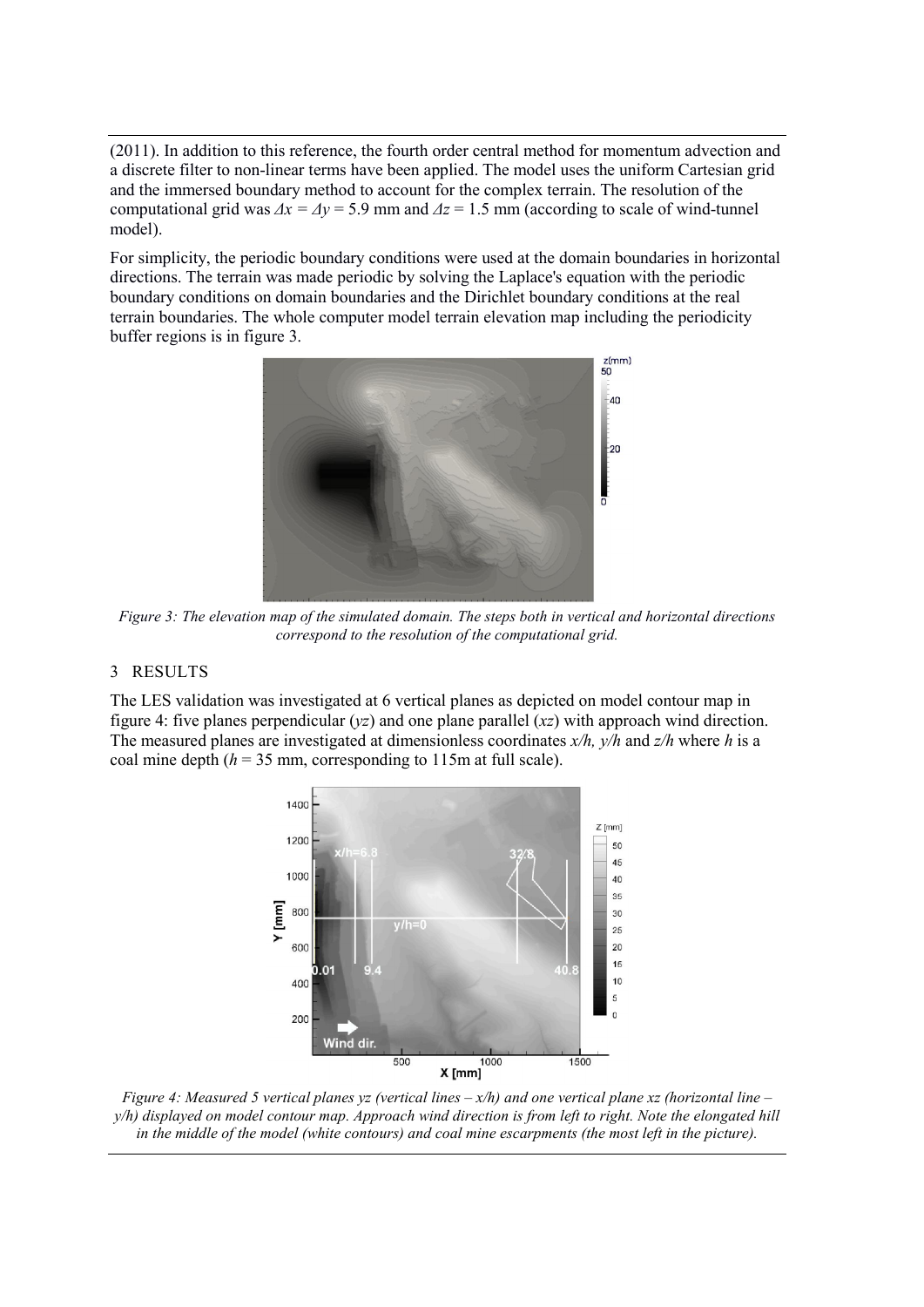(2011). In addition to this reference, the fourth order central method for momentum advection and a discrete filter to non-linear terms have been applied. The model uses the uniform Cartesian grid and the immersed boundary method to account for the complex terrain. The resolution of the computational grid was $\Delta x = \Delta y = 5.9$ mm and $\Delta z = 1.5$ mm (according to scale of wind-tunnel model).

For simplicity, the periodic boundary conditions were used at the domain boundaries in horizontal directions. The terrain was made periodic by solving the Laplace's equation with the periodic boundary conditions on domain boundaries and the Dirichlet boundary conditions at the real terrain boundaries. The whole computer model terrain elevation map including the periodicity buffer regions is in figure 3.

*Figure 3: The elevation map of the simulated domain. The steps both in vertical and horizontal directions correspond to the resolution of the computational grid.*

## 3 RESULTS

The LES validation was investigated at 6 vertical planes as depicted on model contour map in figure 4: five planes perpendicular (*yz*) and one plane parallel (*xz*) with approach wind direction. The measured planes are investigated at dimensionless coordinates $x/h$, $y/h$ and $z/h$ where $h$ is a coal mine depth ($h = 35$ mm, corresponding to 115m at full scale).

*Figure 4: Measured 5 vertical planes yz (vertical lines – x/h) and one vertical plane xz (horizontal line – y/h) displayed on model contour map. Approach wind direction is from left to right. Note the elongated hill in the middle of the model (white contours) and coal mine escarpments (the most left in the picture).*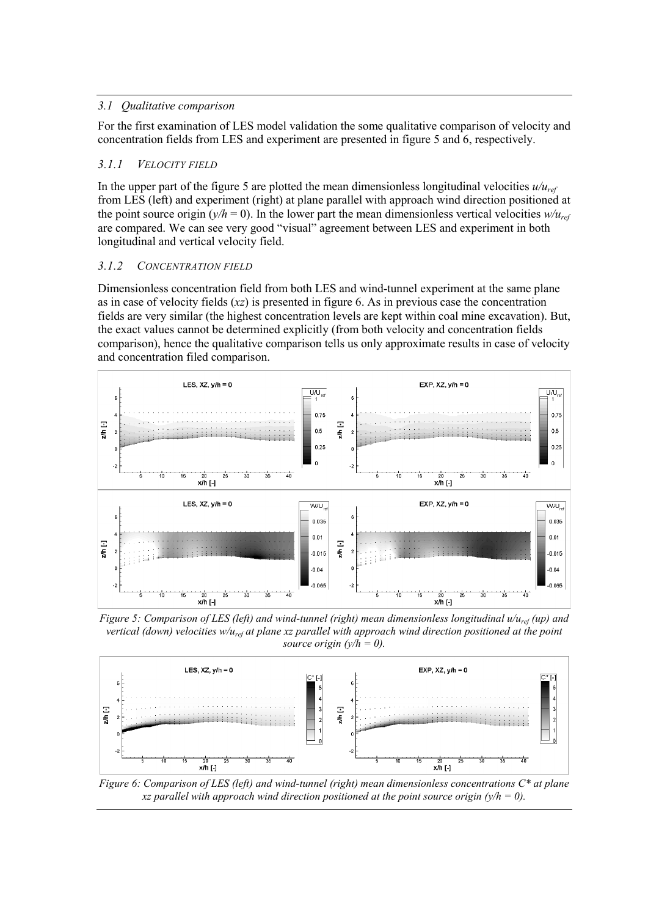### 3.1 Qualitative comparison

For the first examination of LES model validation the some qualitative comparison of velocity and concentration fields from LES and experiment are presented in figure 5 and 6, respectively.

#### 3.1.1 VELOCITY FIELD

In the upper part of the figure 5 are plotted the mean dimensionless longitudinal velocities $u/u_{ref}$ from LES (left) and experiment (right) at plane parallel with approach wind direction positioned at the point source origin ($y/h$ = 0). In the lower part the mean dimensionless vertical velocities $w/u_{ref}$ are compared. We can see very good "visual" agreement between LES and experiment in both longitudinal and vertical velocity field.

#### 3.1.2 CONCENTRATION FIELD

Dimensionless concentration field from both LES and wind-tunnel experiment at the same plane as in case of velocity fields (*xz*) is presented in figure 6. As in previous case the concentration fields are very similar (the highest concentration levels are kept within coal mine excavation). But, the exact values cannot be determined explicitly (from both velocity and concentration fields comparison), hence the qualitative comparison tells us only approximate results in case of velocity and concentration filed comparison.

*Figure 5: Comparison of LES (left) and wind-tunnel (right) mean dimensionless longitudinal $u/u_{ref}$ (up) and vertical (down) velocities $w/u_{ref}$ at plane xz parallel with approach wind direction positioned at the point source origin ($y/h = 0$).*

*Figure 6: Comparison of LES (left) and wind-tunnel (right) mean dimensionless concentrations $C^*$ at plane xz parallel with approach wind direction positioned at the point source origin ($y/h = 0$).*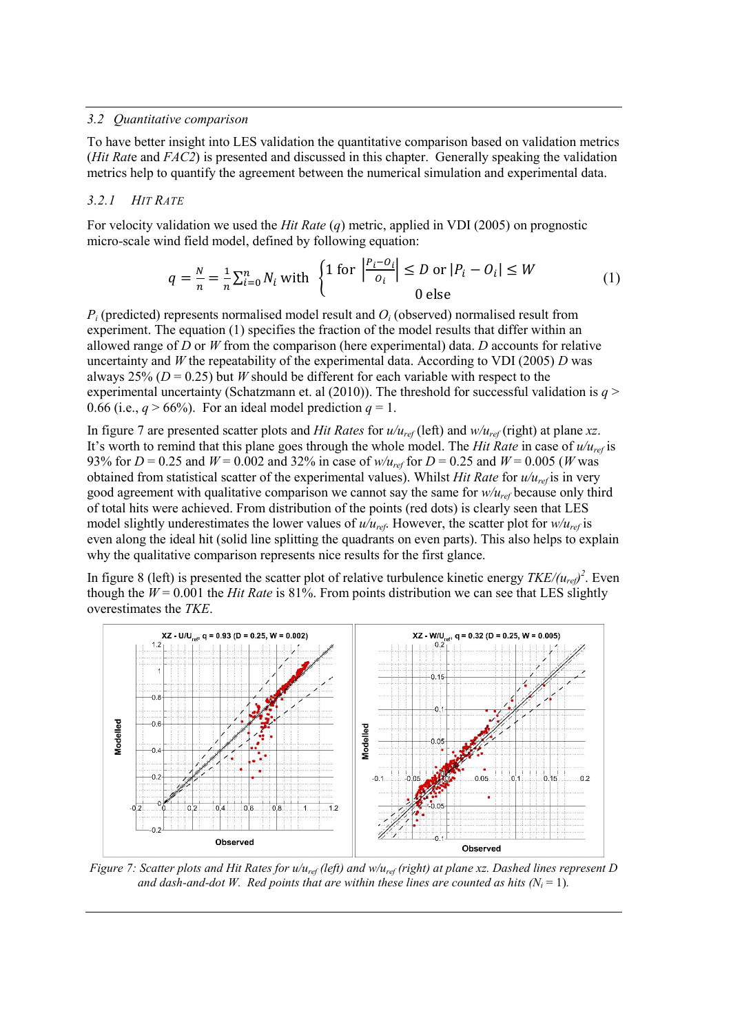### 3.2 *Quantitative comparison*

To have better insight into LES validation the quantitative comparison based on validation metrics (*Hit Rat*e and *FAC2*) is presented and discussed in this chapter. Generally speaking the validation metrics help to quantify the agreement between the numerical simulation and experimental data.

#### 3.2.1 *HIT RATE*

For velocity validation we used the *Hit Rate* ($q$) metric, applied in VDI (2005) on prognostic micro-scale wind field model, defined by following equation:

$$q = \frac{N}{n} = \frac{1}{n}\sum_{i=0}^{n} N_i \text{ with } \begin{cases} 1 \text{ for } \left|\frac{P_i - O_i}{O_i}\right| \leq D \text{ or } |P_i - O_i| \leq W \\ 0 \text{ else} \end{cases} \quad (1)$$

$P_i$ (predicted) represents normalised model result and $O_i$ (observed) normalised result from experiment. The equation (1) specifies the fraction of the model results that differ within an allowed range of $D$ or $W$ from the comparison (here experimental) data. $D$ accounts for relative uncertainty and $W$ the repeatability of the experimental data. According to VDI (2005) $D$ was always 25% ($D = 0.25$) but $W$ should be different for each variable with respect to the experimental uncertainty (Schatzmann et. al (2010)). The threshold for successful validation is $q > 0.66$ (i.e., $q > 66\%$). For an ideal model prediction $q = 1$.

In figure 7 are presented scatter plots and *Hit Rates* for $u/u_{ref}$ (left) and $w/u_{ref}$ (right) at plane *xz*. It's worth to remind that this plane goes through the whole model. The *Hit Rate* in case of $u/u_{ref}$ is 93% for $D = 0.25$ and $W = 0.002$ and 32% in case of $w/u_{ref}$ for $D = 0.25$ and $W = 0.005$ ($W$ was obtained from statistical scatter of the experimental values). Whilst *Hit Rate* for $u/u_{ref}$ is in very good agreement with qualitative comparison we cannot say the same for $w/u_{ref}$ because only third of total hits were achieved. From distribution of the points (red dots) is clearly seen that LES model slightly underestimates the lower values of $u/u_{ref}$. However, the scatter plot for $w/u_{ref}$ is even along the ideal hit (solid line splitting the quadrants on even parts). This also helps to explain why the qualitative comparison represents nice results for the first glance.

In figure 8 (left) is presented the scatter plot of relative turbulence kinetic energy $TKE/(u_{ref})^2$. Even though the $W = 0.001$ the *Hit Rate* is 81%. From points distribution we can see that LES slightly overestimates the *TKE*.

*Figure 7: Scatter plots and Hit Rates for $u/u_{ref}$ (left) and $w/u_{ref}$ (right) at plane xz. Dashed lines represent D and dash-and-dot W. Red points that are within these lines are counted as hits ($N_i = 1$).*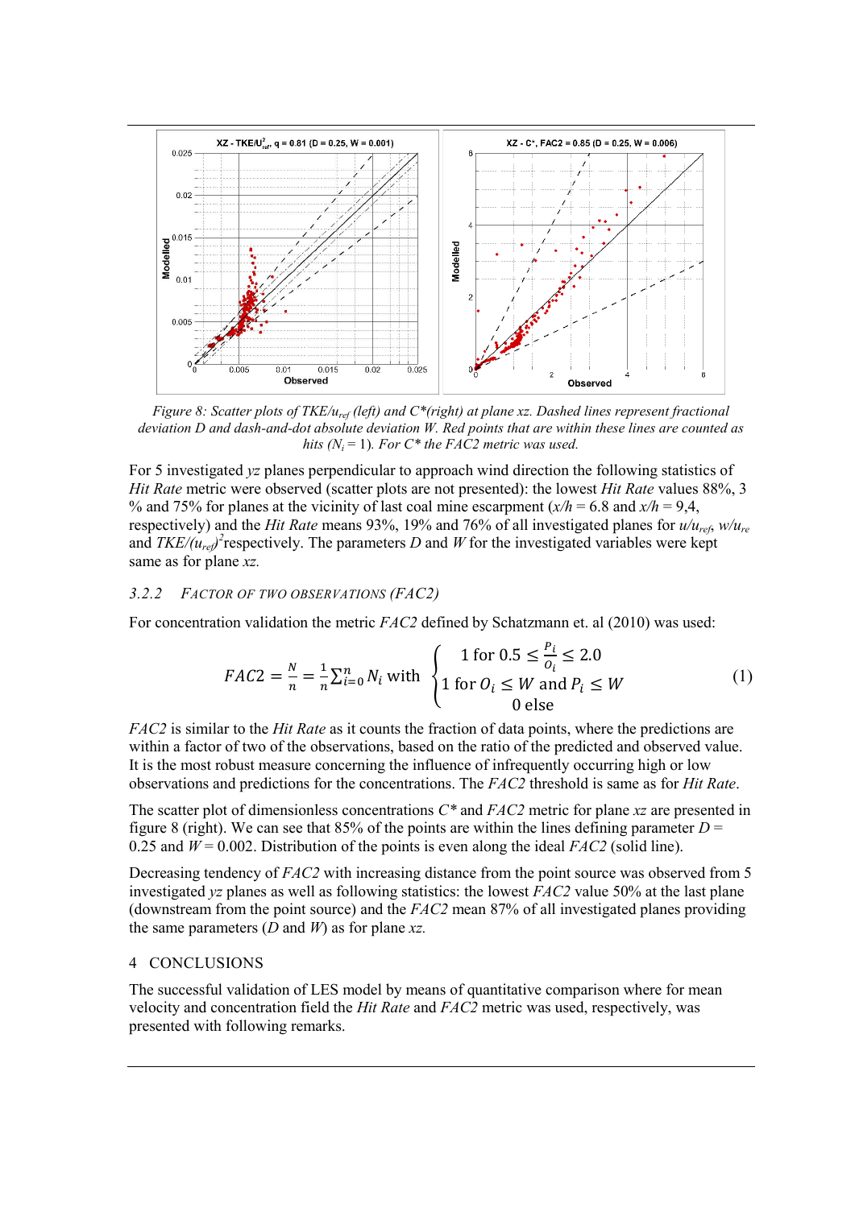*Figure 8: Scatter plots of TKE/$u_{ref}$ (left) and C\*(right) at plane xz. Dashed lines represent fractional deviation D and dash-and-dot absolute deviation W. Red points that are within these lines are counted as hits ($N_i$ = 1). For C\* the FAC2 metric was used.*

For 5 investigated *yz* planes perpendicular to approach wind direction the following statistics of *Hit Rate* metric were observed (scatter plots are not presented): the lowest *Hit Rate* values 88%, 3 % and 75% for planes at the vicinity of last coal mine escarpment ($x/h$ = 6.8 and $x/h$ = 9,4, respectively) and the *Hit Rate* means 93%, 19% and 76% of all investigated planes for $u/u_{ref}$, $w/u_{re}$ and $TKE/(u_{ref})^2$respectively. The parameters *D* and *W* for the investigated variables were kept same as for plane *xz*.

### 3.2.2 Factor of two observations (FAC2)

For concentration validation the metric *FAC2* defined by Schatzmann et. al (2010) was used:

$$FAC2 = \frac{N}{n} = \frac{1}{n}\sum_{i=0}^{n} N_i \text{ with } \begin{cases} 1 \text{ for } 0.5 \leq \frac{P_i}{O_i} \leq 2.0 \\ 1 \text{ for } O_i \leq W \text{ and } P_i \leq W \\ 0 \text{ else} \end{cases} \tag{1}$$

*FAC2* is similar to the *Hit Rate* as it counts the fraction of data points, where the predictions are within a factor of two of the observations, based on the ratio of the predicted and observed value. It is the most robust measure concerning the influence of infrequently occurring high or low observations and predictions for the concentrations. The *FAC2* threshold is same as for *Hit Rate*.

The scatter plot of dimensionless concentrations *C\** and *FAC2* metric for plane *xz* are presented in figure 8 (right). We can see that 85% of the points are within the lines defining parameter *D* = 0.25 and *W* = 0.002. Distribution of the points is even along the ideal *FAC2* (solid line).

Decreasing tendency of *FAC2* with increasing distance from the point source was observed from 5 investigated *yz* planes as well as following statistics: the lowest *FAC2* value 50% at the last plane (downstream from the point source) and the *FAC2* mean 87% of all investigated planes providing the same parameters (*D* and *W*) as for plane *xz*.

## 4 CONCLUSIONS

The successful validation of LES model by means of quantitative comparison where for mean velocity and concentration field the *Hit Rate* and *FAC2* metric was used, respectively, was presented with following remarks.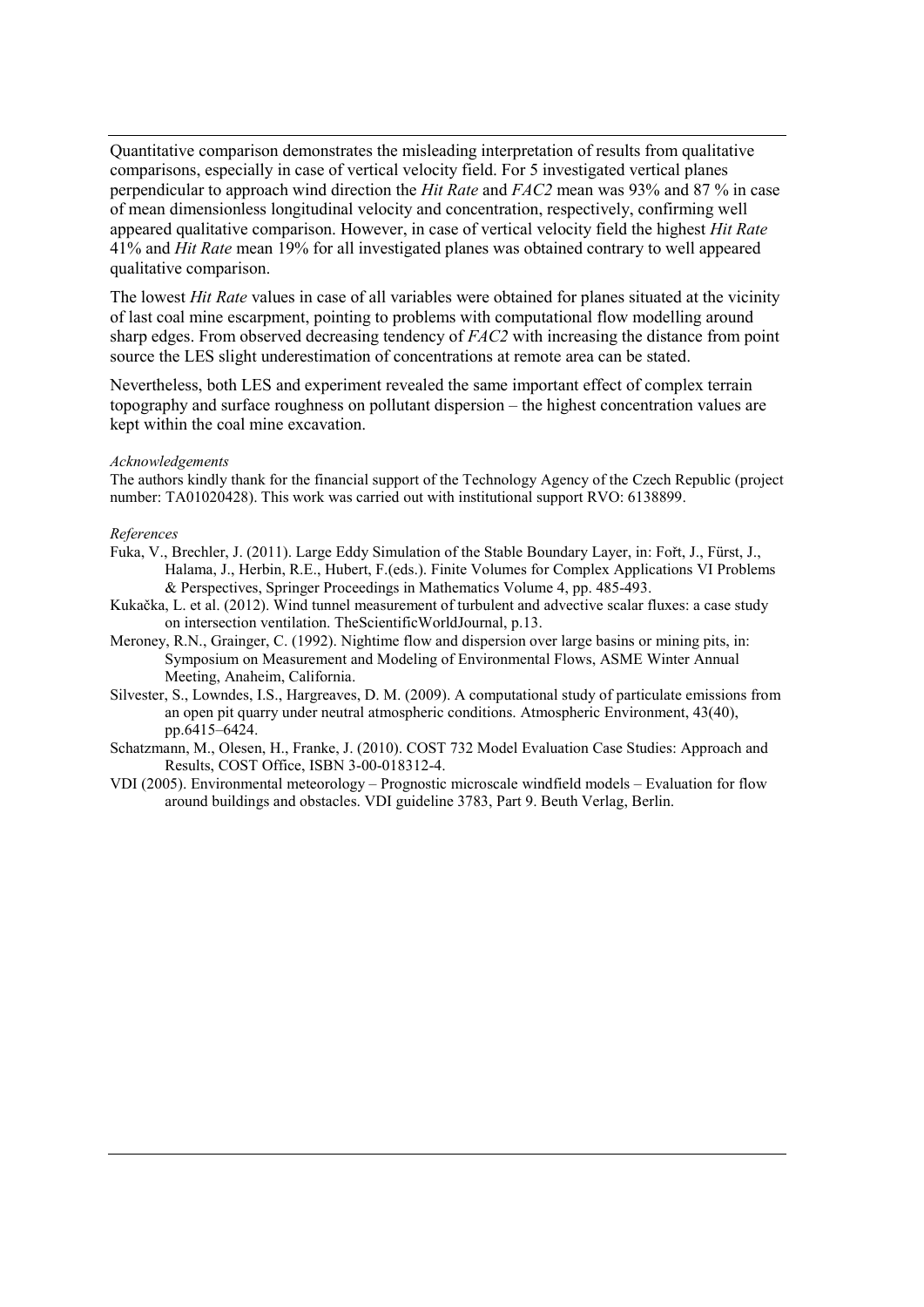Quantitative comparison demonstrates the misleading interpretation of results from qualitative comparisons, especially in case of vertical velocity field. For 5 investigated vertical planes perpendicular to approach wind direction the *Hit Rate* and *FAC2* mean was 93% and 87 % in case of mean dimensionless longitudinal velocity and concentration, respectively, confirming well appeared qualitative comparison. However, in case of vertical velocity field the highest *Hit Rate* 41% and *Hit Rate* mean 19% for all investigated planes was obtained contrary to well appeared qualitative comparison.

The lowest *Hit Rate* values in case of all variables were obtained for planes situated at the vicinity of last coal mine escarpment, pointing to problems with computational flow modelling around sharp edges. From observed decreasing tendency of *FAC2* with increasing the distance from point source the LES slight underestimation of concentrations at remote area can be stated.

Nevertheless, both LES and experiment revealed the same important effect of complex terrain topography and surface roughness on pollutant dispersion – the highest concentration values are kept within the coal mine excavation.

*Acknowledgements*

The authors kindly thank for the financial support of the Technology Agency of the Czech Republic (project number: TA01020428). This work was carried out with institutional support RVO: 6138899.

*References*

Fuka, V., Brechler, J. (2011). Large Eddy Simulation of the Stable Boundary Layer, in: Fořt, J., Fürst, J., Halama, J., Herbin, R.E., Hubert, F.(eds.). Finite Volumes for Complex Applications VI Problems & Perspectives, Springer Proceedings in Mathematics Volume 4, pp. 485-493.

Kukačka, L. et al. (2012). Wind tunnel measurement of turbulent and advective scalar fluxes: a case study on intersection ventilation. TheScientificWorldJournal, p.13.

Meroney, R.N., Grainger, C. (1992). Nightime flow and dispersion over large basins or mining pits, in: Symposium on Measurement and Modeling of Environmental Flows, ASME Winter Annual Meeting, Anaheim, California.

Silvester, S., Lowndes, I.S., Hargreaves, D. M. (2009). A computational study of particulate emissions from an open pit quarry under neutral atmospheric conditions. Atmospheric Environment, 43(40), pp.6415–6424.

Schatzmann, M., Olesen, H., Franke, J. (2010). COST 732 Model Evaluation Case Studies: Approach and Results, COST Office, ISBN 3-00-018312-4.

VDI (2005). Environmental meteorology – Prognostic microscale windfield models – Evaluation for flow around buildings and obstacles. VDI guideline 3783, Part 9. Beuth Verlag, Berlin.